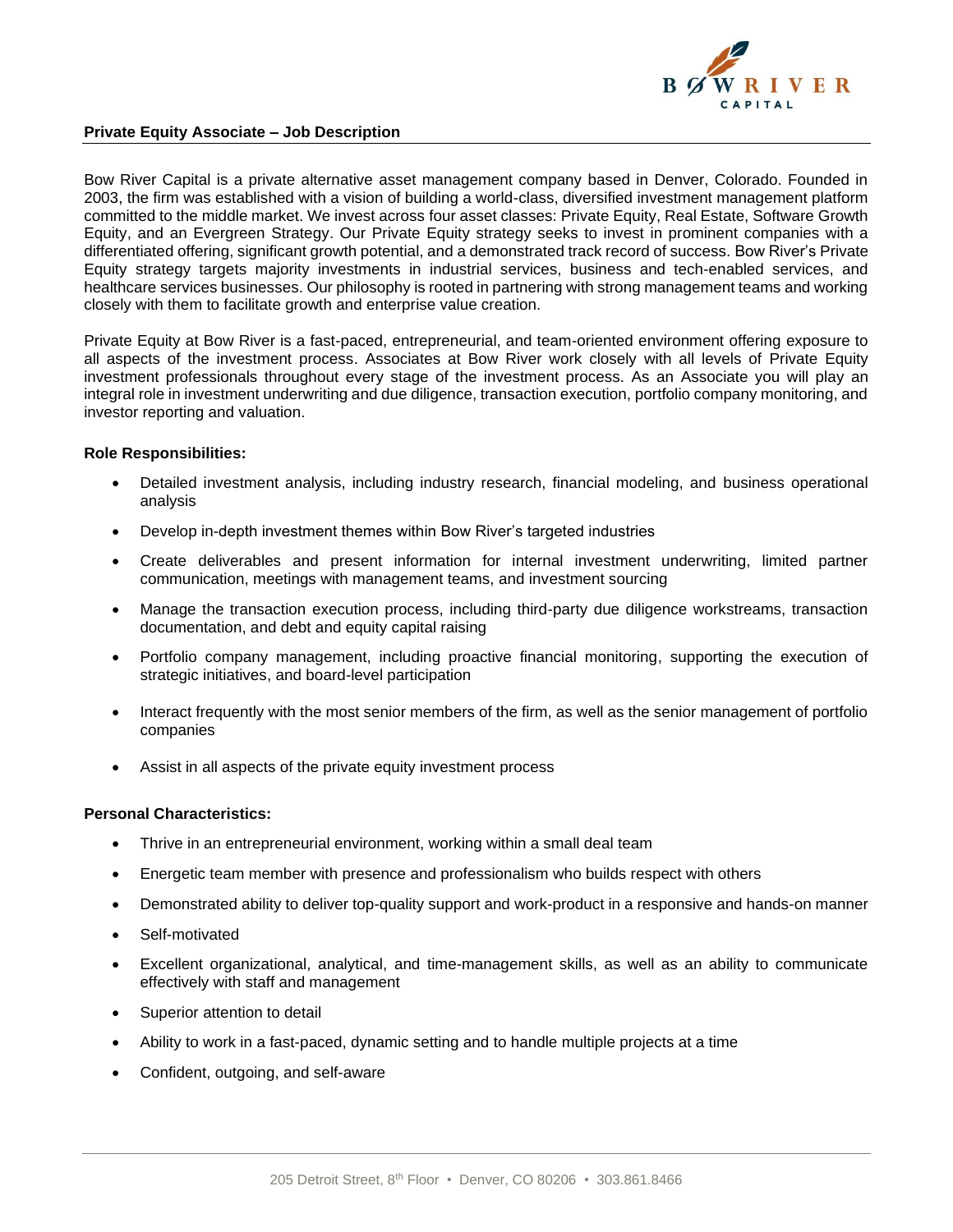## Private Equity Associate – Job Description

Bow River Capital is a private alternative asset management company based in Denver, Colorado. Founded in 2003, the firm was established with a vision of building a world-class, diversified investment management platform committed to the middle market. We invest across four asset classes: Private Equity, Real Estate, Software Growth Equity, and an Evergreen Strategy. Our Private Equity strategy seeks to invest in prominent companies with a differentiated offering, significant growth potential, and a demonstrated track record of success. Bow River's Private Equity strategy targets majority investments in industrial services, business and tech-enabled services, and healthcare services businesses. Our philosophy is rooted in partnering with strong management teams and working closely with them to facilitate growth and enterprise value creation.

Private Equity at Bow River is a fast-paced, entrepreneurial, and team-oriented environment offering exposure to all aspects of the investment process. Associates at Bow River work closely with all levels of Private Equity investment professionals throughout every stage of the investment process. As an Associate you will play an integral role in investment underwriting and due diligence, transaction execution, portfolio company monitoring, and investor reporting and valuation.

**Role Responsibilities:**

- Detailed investment analysis, including industry research, financial modeling, and business operational analysis
- Develop in-depth investment themes within Bow River's targeted industries
- Create deliverables and present information for internal investment underwriting, limited partner communication, meetings with management teams, and investment sourcing
- Manage the transaction execution process, including third-party due diligence workstreams, transaction documentation, and debt and equity capital raising
- Portfolio company management, including proactive financial monitoring, supporting the execution of strategic initiatives, and board-level participation
- Interact frequently with the most senior members of the firm, as well as the senior management of portfolio companies
- Assist in all aspects of the private equity investment process

**Personal Characteristics:**

- Thrive in an entrepreneurial environment, working within a small deal team
- Energetic team member with presence and professionalism who builds respect with others
- Demonstrated ability to deliver top-quality support and work-product in a responsive and hands-on manner
- Self-motivated
- Excellent organizational, analytical, and time-management skills, as well as an ability to communicate effectively with staff and management
- Superior attention to detail
- Ability to work in a fast-paced, dynamic setting and to handle multiple projects at a time
- Confident, outgoing, and self-aware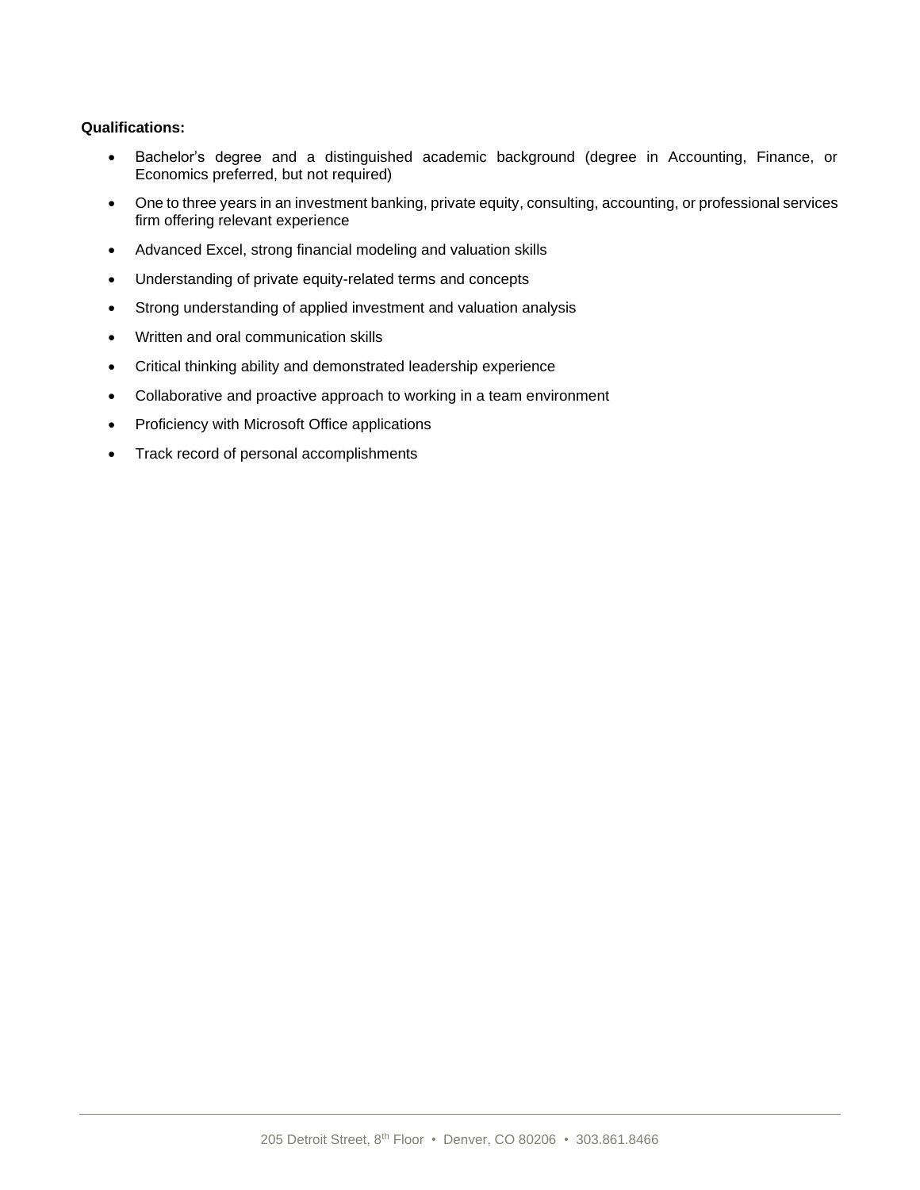**Qualifications:**

- Bachelor's degree and a distinguished academic background (degree in Accounting, Finance, or Economics preferred, but not required)
- One to three years in an investment banking, private equity, consulting, accounting, or professional services firm offering relevant experience
- Advanced Excel, strong financial modeling and valuation skills
- Understanding of private equity-related terms and concepts
- Strong understanding of applied investment and valuation analysis
- Written and oral communication skills
- Critical thinking ability and demonstrated leadership experience
- Collaborative and proactive approach to working in a team environment
- Proficiency with Microsoft Office applications
- Track record of personal accomplishments